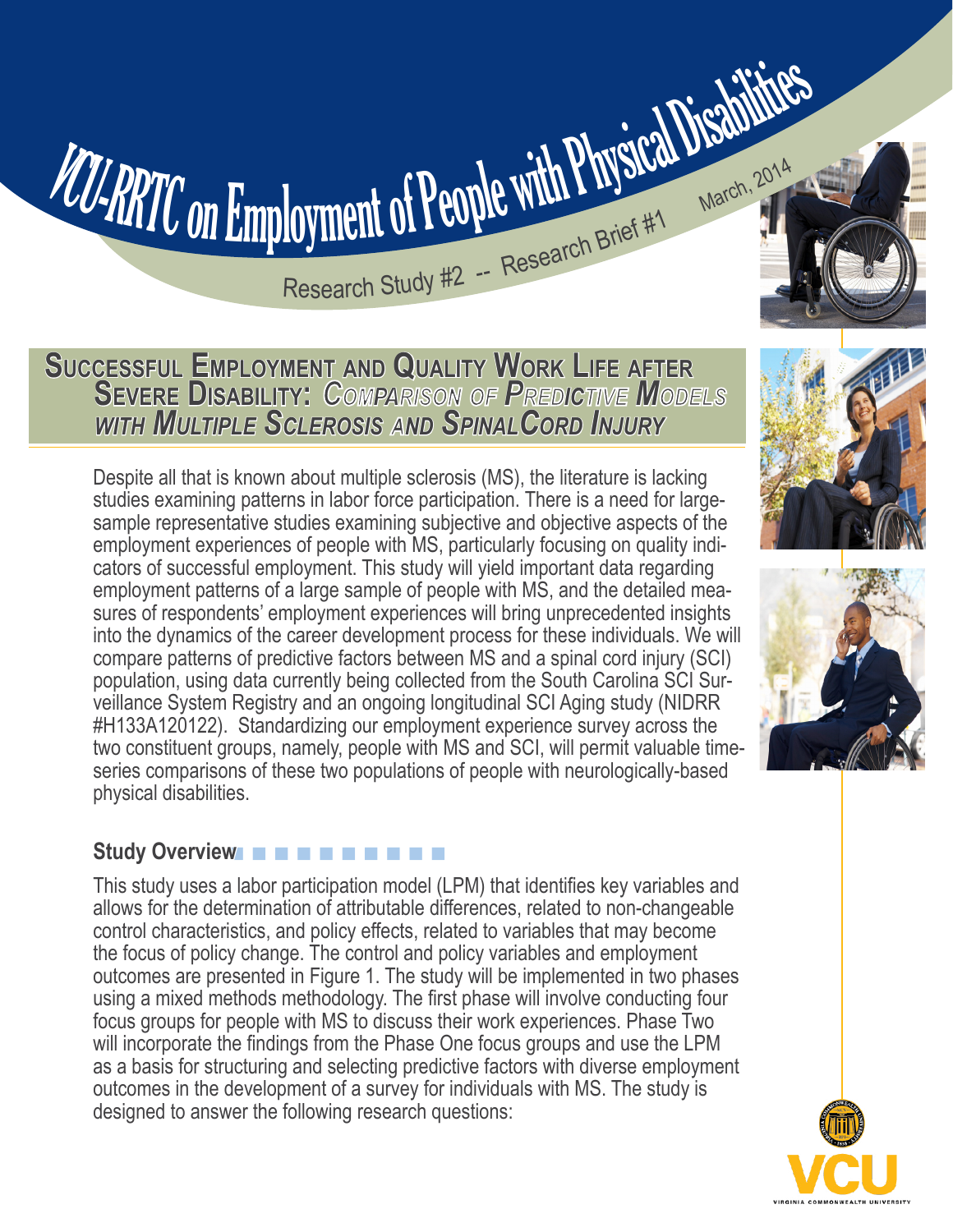# VCU-RRTC on Employment of People with Physical Disabilities

Research Study #2 -- Research Brief #1

March, 2014

## Successful Employment and Quality Work Life after Severe Disability: *Comparison of Predictive Models with Multiple Sclerosis and SpinalCord Injury*

Despite all that is known about multiple sclerosis (MS), the literature is lacking studies examining patterns in labor force participation. There is a need for large-sample representative studies examining subjective and objective aspects of the employment experiences of people with MS, particularly focusing on quality indicators of successful employment. This study will yield important data regarding employment patterns of a large sample of people with MS, and the detailed measures of respondents' employment experiences will bring unprecedented insights into the dynamics of the career development process for these individuals. We will compare patterns of predictive factors between MS and a spinal cord injury (SCI) population, using data currently being collected from the South Carolina SCI Surveillance System Registry and an ongoing longitudinal SCI Aging study (NIDRR #H133A120122). Standardizing our employment experience survey across the two constituent groups, namely, people with MS and SCI, will permit valuable time-series comparisons of these two populations of people with neurologically-based physical disabilities.

### Study Overview

This study uses a labor participation model (LPM) that identifies key variables and allows for the determination of attributable differences, related to non-changeable control characteristics, and policy effects, related to variables that may become the focus of policy change. The control and policy variables and employment outcomes are presented in Figure 1. The study will be implemented in two phases using a mixed methods methodology. The first phase will involve conducting four focus groups for people with MS to discuss their work experiences. Phase Two will incorporate the findings from the Phase One focus groups and use the LPM as a basis for structuring and selecting predictive factors with diverse employment outcomes in the development of a survey for individuals with MS. The study is designed to answer the following research questions: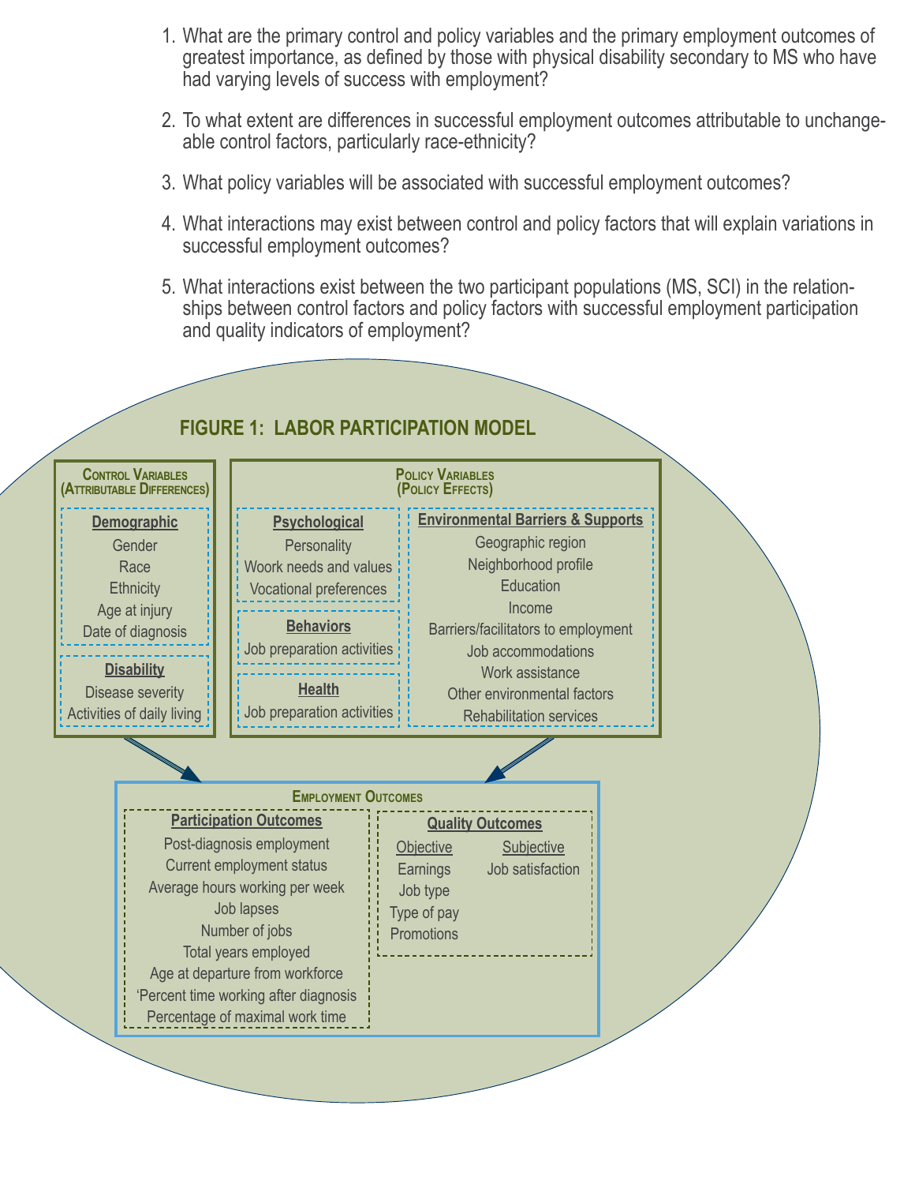1. What are the primary control and policy variables and the primary employment outcomes of greatest importance, as defined by those with physical disability secondary to MS who have had varying levels of success with employment?

2. To what extent are differences in successful employment outcomes attributable to unchangeable control factors, particularly race-ethnicity?

3. What policy variables will be associated with successful employment outcomes?

4. What interactions may exist between control and policy factors that will explain variations in successful employment outcomes?

5. What interactions exist between the two participant populations (MS, SCI) in the relationships between control factors and policy factors with successful employment participation and quality indicators of employment?

## FIGURE 1: LABOR PARTICIPATION MODEL

**Control Variables (Attributable Differences)**

- **Demographic**
  - Gender
  - Race
  - Ethnicity
  - Age at injury
  - Date of diagnosis
- **Disability**
  - Disease severity
  - Activities of daily living

**Policy Variables (Policy Effects)**

- **Psychological**
  - Personality
  - Woork needs and values
  - Vocational preferences
- **Behaviors**
  - Job preparation activities
- **Health**
  - Job preparation activities
- **Environmental Barriers & Supports**
  - Geographic region
  - Neighborhood profile
  - Education
  - Income
  - Barriers/facilitators to employment
  - Job accommodations
  - Work assistance
  - Other environmental factors
  - Rehabilitation services

**Employment Outcomes**

- **Participation Outcomes**
  - Post-diagnosis employment
  - Current employment status
  - Average hours working per week
  - Job lapses
  - Number of jobs
  - Total years employed
  - Age at departure from workforce
  - ‘Percent time working after diagnosis
  - Percentage of maximal work time
- **Quality Outcomes**
  - Objective
    - Earnings
    - Job type
    - Type of pay
    - Promotions
  - Subjective
    - Job satisfaction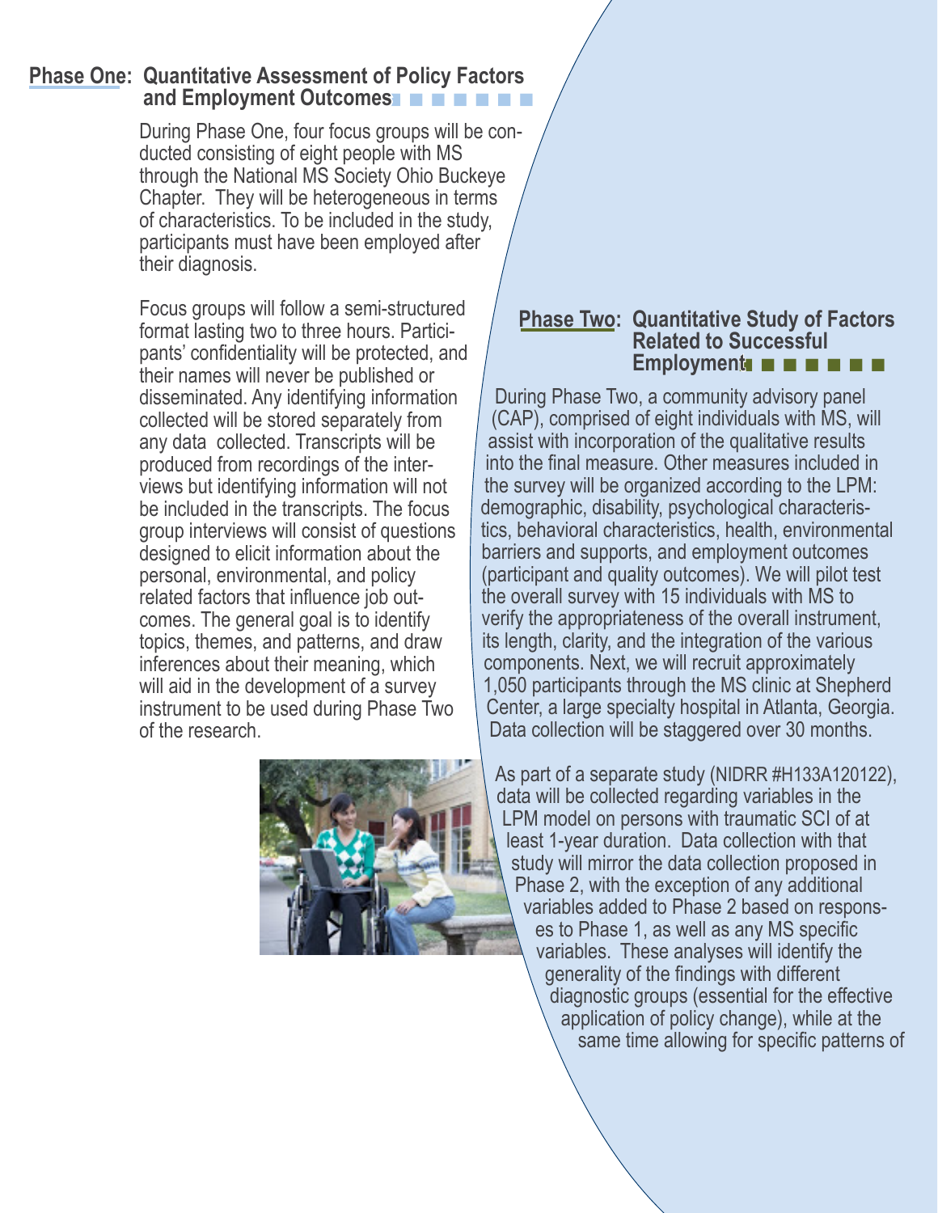## Phase One: Quantitative Assessment of Policy Factors and Employment Outcomes

During Phase One, four focus groups will be conducted consisting of eight people with MS through the National MS Society Ohio Buckeye Chapter. They will be heterogeneous in terms of characteristics. To be included in the study, participants must have been employed after their diagnosis.

Focus groups will follow a semi-structured format lasting two to three hours. Participants' confidentiality will be protected, and their names will never be published or disseminated. Any identifying information collected will be stored separately from any data collected. Transcripts will be produced from recordings of the interviews but identifying information will not be included in the transcripts. The focus group interviews will consist of questions designed to elicit information about the personal, environmental, and policy related factors that influence job outcomes. The general goal is to identify topics, themes, and patterns, and draw inferences about their meaning, which will aid in the development of a survey instrument to be used during Phase Two of the research.

## Phase Two: Quantitative Study of Factors Related to Successful Employment

During Phase Two, a community advisory panel (CAP), comprised of eight individuals with MS, will assist with incorporation of the qualitative results into the final measure. Other measures included in the survey will be organized according to the LPM: demographic, disability, psychological characteristics, behavioral characteristics, health, environmental barriers and supports, and employment outcomes (participant and quality outcomes). We will pilot test the overall survey with 15 individuals with MS to verify the appropriateness of the overall instrument, its length, clarity, and the integration of the various components. Next, we will recruit approximately 1,050 participants through the MS clinic at Shepherd Center, a large specialty hospital in Atlanta, Georgia. Data collection will be staggered over 30 months.

As part of a separate study (NIDRR #H133A120122), data will be collected regarding variables in the LPM model on persons with traumatic SCI of at least 1-year duration. Data collection with that study will mirror the data collection proposed in Phase 2, with the exception of any additional variables added to Phase 2 based on responses to Phase 1, as well as any MS specific variables. These analyses will identify the generality of the findings with different diagnostic groups (essential for the effective application of policy change), while at the same time allowing for specific patterns of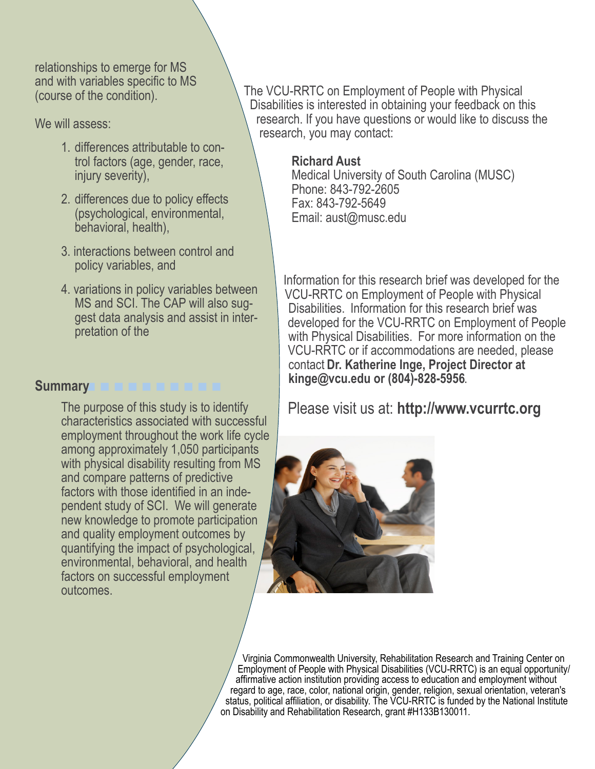relationships to emerge for MS and with variables specific to MS (course of the condition).

We will assess:

1. differences attributable to control factors (age, gender, race, injury severity),
2. differences due to policy effects (psychological, environmental, behavioral, health),
3. interactions between control and policy variables, and
4. variations in policy variables between MS and SCI. The CAP will also suggest data analysis and assist in interpretation of the

## Summary

The purpose of this study is to identify characteristics associated with successful employment throughout the work life cycle among approximately 1,050 participants with physical disability resulting from MS and compare patterns of predictive factors with those identified in an independent study of SCI. We will generate new knowledge to promote participation and quality employment outcomes by quantifying the impact of psychological, environmental, behavioral, and health factors on successful employment outcomes.

The VCU-RRTC on Employment of People with Physical Disabilities is interested in obtaining your feedback on this research. If you have questions or would like to discuss the research, you may contact:

**Richard Aust**
Medical University of South Carolina (MUSC)
Phone: 843-792-2605
Fax: 843-792-5649
Email: aust@musc.edu

Information for this research brief was developed for the VCU-RRTC on Employment of People with Physical Disabilities. Information for this research brief was developed for the VCU-RRTC on Employment of People with Physical Disabilities. For more information on the VCU-RRTC or if accommodations are needed, please contact **Dr. Katherine Inge, Project Director at kinge@vcu.edu or (804)-828-5956**.

Please visit us at: **http://www.vcurrtc.org**

Virginia Commonwealth University, Rehabilitation Research and Training Center on Employment of People with Physical Disabilities (VCU-RRTC) is an equal opportunity/affirmative action institution providing access to education and employment without regard to age, race, color, national origin, gender, religion, sexual orientation, veteran's status, political affiliation, or disability. The VCU-RRTC is funded by the National Institute on Disability and Rehabilitation Research, grant #H133B130011.